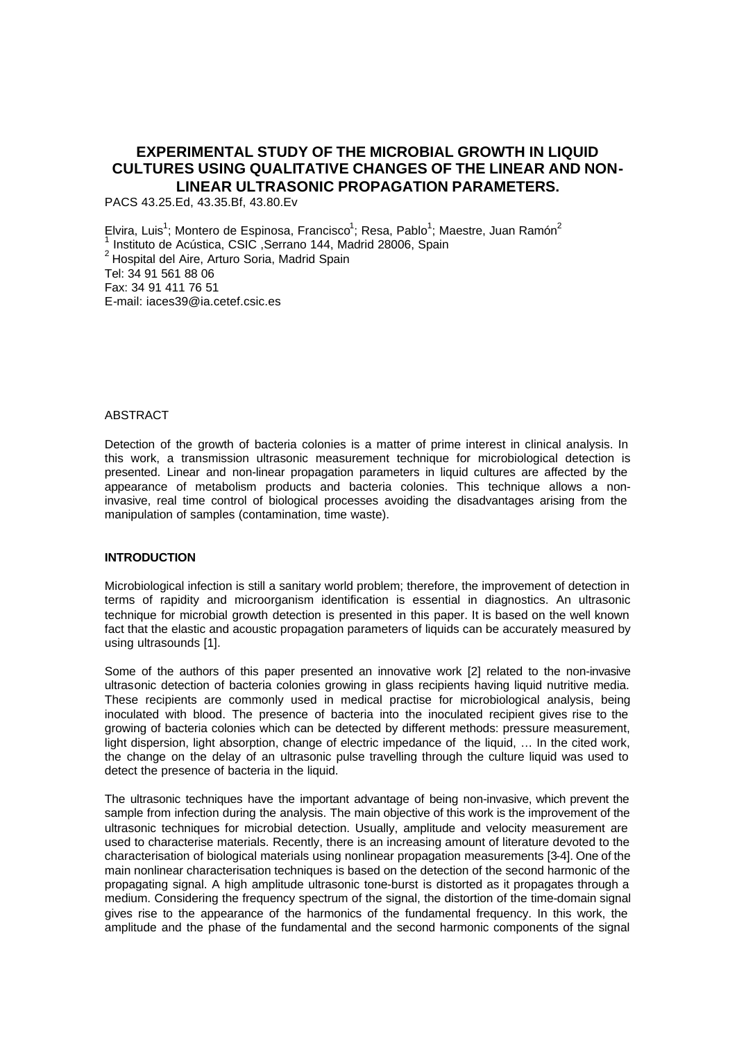# EXPERIMENTAL STUDY OF THE MICROBIAL GROWTH IN LIQUID CULTURES USING QUALITATIVE CHANGES OF THE LINEAR AND NON-LINEAR ULTRASONIC PROPAGATION PARAMETERS.

PACS 43.25.Ed, 43.35.Bf, 43.80.Ev

Elvira, Luis[1]; Montero de Espinosa, Francisco[1]; Resa, Pablo[1]; Maestre, Juan Ramón[2]

[1] Instituto de Acústica, CSIC ,Serrano 144, Madrid 28006, Spain

[2] Hospital del Aire, Arturo Soria, Madrid Spain

Tel: 34 91 561 88 06

Fax: 34 91 411 76 51

E-mail: iaces39@ia.cetef.csic.es

## ABSTRACT

Detection of the growth of bacteria colonies is a matter of prime interest in clinical analysis. In this work, a transmission ultrasonic measurement technique for microbiological detection is presented. Linear and non-linear propagation parameters in liquid cultures are affected by the appearance of metabolism products and bacteria colonies. This technique allows a non-invasive, real time control of biological processes avoiding the disadvantages arising from the manipulation of samples (contamination, time waste).

## INTRODUCTION

Microbiological infection is still a sanitary world problem; therefore, the improvement of detection in terms of rapidity and microorganism identification is essential in diagnostics. An ultrasonic technique for microbial growth detection is presented in this paper. It is based on the well known fact that the elastic and acoustic propagation parameters of liquids can be accurately measured by using ultrasounds [1].

Some of the authors of this paper presented an innovative work [2] related to the non-invasive ultrasonic detection of bacteria colonies growing in glass recipients having liquid nutritive media. These recipients are commonly used in medical practise for microbiological analysis, being inoculated with blood. The presence of bacteria into the inoculated recipient gives rise to the growing of bacteria colonies which can be detected by different methods: pressure measurement, light dispersion, light absorption, change of electric impedance of the liquid, … In the cited work, the change on the delay of an ultrasonic pulse travelling through the culture liquid was used to detect the presence of bacteria in the liquid.

The ultrasonic techniques have the important advantage of being non-invasive, which prevent the sample from infection during the analysis. The main objective of this work is the improvement of the ultrasonic techniques for microbial detection. Usually, amplitude and velocity measurement are used to characterise materials. Recently, there is an increasing amount of literature devoted to the characterisation of biological materials using nonlinear propagation measurements [3-4]. One of the main nonlinear characterisation techniques is based on the detection of the second harmonic of the propagating signal. A high amplitude ultrasonic tone-burst is distorted as it propagates through a medium. Considering the frequency spectrum of the signal, the distortion of the time-domain signal gives rise to the appearance of the harmonics of the fundamental frequency. In this work, the amplitude and the phase of the fundamental and the second harmonic components of the signal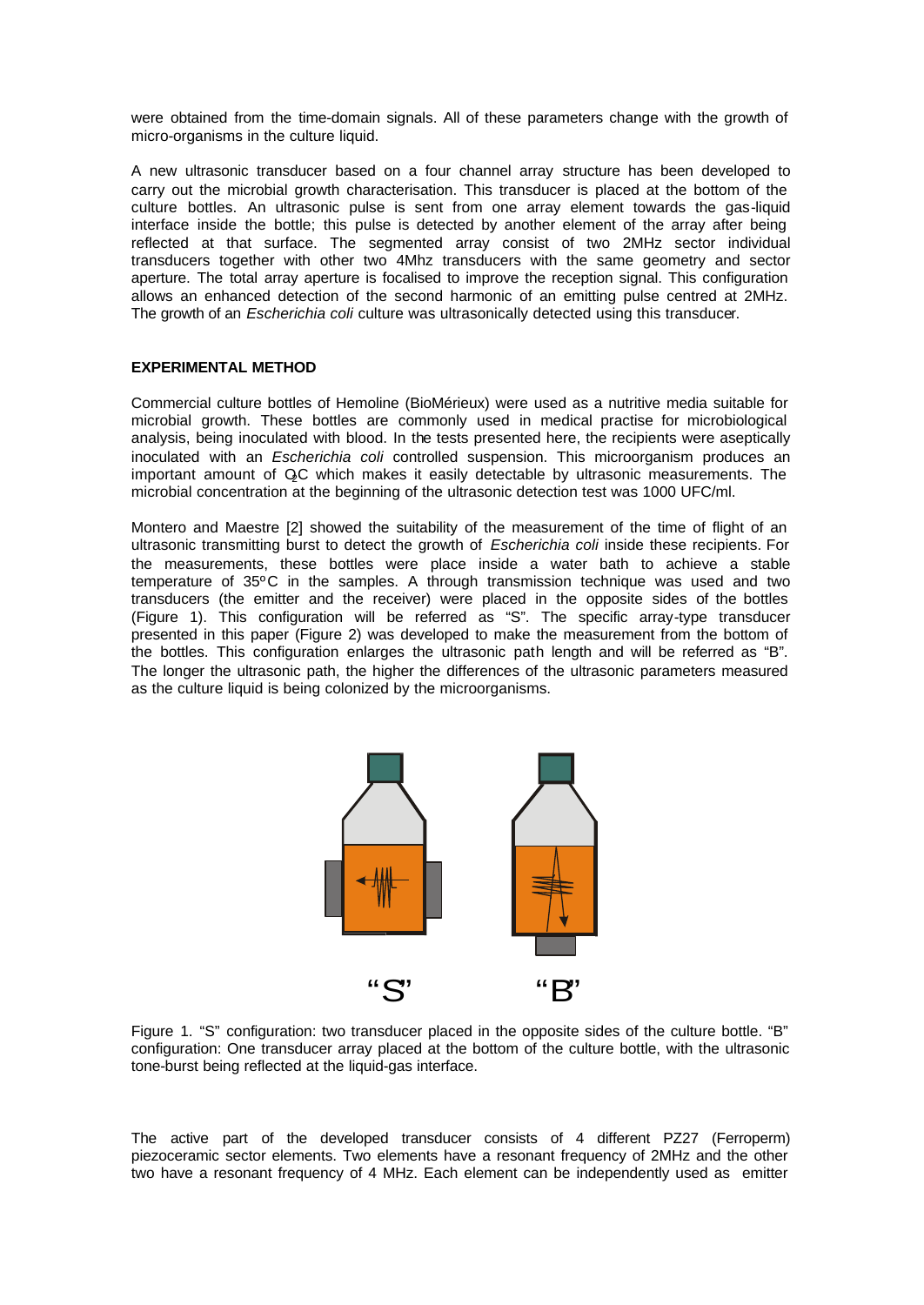were obtained from the time-domain signals. All of these parameters change with the growth of micro-organisms in the culture liquid.

A new ultrasonic transducer based on a four channel array structure has been developed to carry out the microbial growth characterisation. This transducer is placed at the bottom of the culture bottles. An ultrasonic pulse is sent from one array element towards the gas-liquid interface inside the bottle; this pulse is detected by another element of the array after being reflected at that surface. The segmented array consist of two 2MHz sector individual transducers together with other two 4Mhz transducers with the same geometry and sector aperture. The total array aperture is focalised to improve the reception signal. This configuration allows an enhanced detection of the second harmonic of an emitting pulse centred at 2MHz. The growth of an *Escherichia coli* culture was ultrasonically detected using this transducer.

**EXPERIMENTAL METHOD**

Commercial culture bottles of Hemoline (BioMérieux) were used as a nutritive media suitable for microbial growth. These bottles are commonly used in medical practise for microbiological analysis, being inoculated with blood. In the tests presented here, the recipients were aseptically inoculated with an *Escherichia coli* controlled suspension. This microorganism produces an important amount of $O_2C$ which makes it easily detectable by ultrasonic measurements. The microbial concentration at the beginning of the ultrasonic detection test was 1000 UFC/ml.

Montero and Maestre [2] showed the suitability of the measurement of the time of flight of an ultrasonic transmitting burst to detect the growth of *Escherichia coli* inside these recipients. For the measurements, these bottles were place inside a water bath to achieve a stable temperature of 35ºC in the samples. A through transmission technique was used and two transducers (the emitter and the receiver) were placed in the opposite sides of the bottles (Figure 1). This configuration will be referred as "S". The specific array-type transducer presented in this paper (Figure 2) was developed to make the measurement from the bottom of the bottles. This configuration enlarges the ultrasonic path length and will be referred as "B". The longer the ultrasonic path, the higher the differences of the ultrasonic parameters measured as the culture liquid is being colonized by the microorganisms.

"S" "B"

Figure 1. "S" configuration: two transducer placed in the opposite sides of the culture bottle. "B" configuration: One transducer array placed at the bottom of the culture bottle, with the ultrasonic tone-burst being reflected at the liquid-gas interface.

The active part of the developed transducer consists of 4 different PZ27 (Ferroperm) piezoceramic sector elements. Two elements have a resonant frequency of 2MHz and the other two have a resonant frequency of 4 MHz. Each element can be independently used as emitter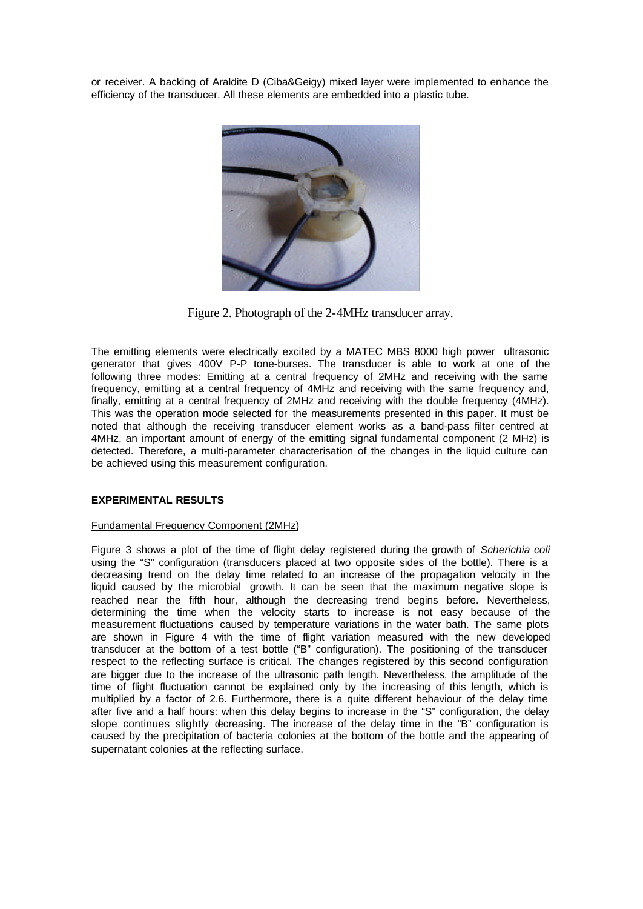or receiver. A backing of Araldite D (Ciba&Geigy) mixed layer were implemented to enhance the efficiency of the transducer. All these elements are embedded into a plastic tube.

Figure 2. Photograph of the 2-4MHz transducer array.

The emitting elements were electrically excited by a MATEC MBS 8000 high power ultrasonic generator that gives 400V P-P tone-bursts. The transducer is able to work at one of the following three modes: Emitting at a central frequency of 2MHz and receiving with the same frequency, emitting at a central frequency of 4MHz and receiving with the same frequency and, finally, emitting at a central frequency of 2MHz and receiving with the double frequency (4MHz). This was the operation mode selected for the measurements presented in this paper. It must be noted that although the receiving transducer element works as a band-pass filter centred at 4MHz, an important amount of energy of the emitting signal fundamental component (2 MHz) is detected. Therefore, a multi-parameter characterisation of the changes in the liquid culture can be achieved using this measurement configuration.

## EXPERIMENTAL RESULTS

### Fundamental Frequency Component (2MHz)

Figure 3 shows a plot of the time of flight delay registered during the growth of *Scherichia coli* using the "S" configuration (transducers placed at two opposite sides of the bottle). There is a decreasing trend on the delay time related to an increase of the propagation velocity in the liquid caused by the microbial growth. It can be seen that the maximum negative slope is reached near the fifth hour, although the decreasing trend begins before. Nevertheless, determining the time when the velocity starts to increase is not easy because of the measurement fluctuations caused by temperature variations in the water bath. The same plots are shown in Figure 4 with the time of flight variation measured with the new developed transducer at the bottom of a test bottle ("B" configuration). The positioning of the transducer respect to the reflecting surface is critical. The changes registered by this second configuration are bigger due to the increase of the ultrasonic path length. Nevertheless, the amplitude of the time of flight fluctuation cannot be explained only by the increasing of this length, which is multiplied by a factor of 2.6. Furthermore, there is a quite different behaviour of the delay time after five and a half hours: when this delay begins to increase in the "S" configuration, the delay slope continues slightly decreasing. The increase of the delay time in the "B" configuration is caused by the precipitation of bacteria colonies at the bottom of the bottle and the appearing of supernatant colonies at the reflecting surface.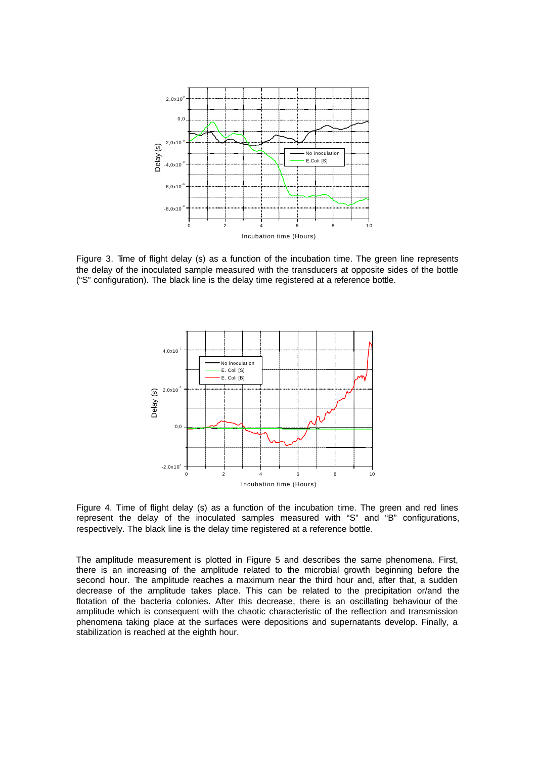Figure 3. Time of flight delay (s) as a function of the incubation time. The green line represents the delay of the inoculated sample measured with the transducers at opposite sides of the bottle ("S" configuration). The black line is the delay time registered at a reference bottle.

Figure 4. Time of flight delay (s) as a function of the incubation time. The green and red lines represent the delay of the inoculated samples measured with "S" and "B" configurations, respectively. The black line is the delay time registered at a reference bottle.

The amplitude measurement is plotted in Figure 5 and describes the same phenomena. First, there is an increasing of the amplitude related to the microbial growth beginning before the second hour. The amplitude reaches a maximum near the third hour and, after that, a sudden decrease of the amplitude takes place. This can be related to the precipitation or/and the flotation of the bacteria colonies. After this decrease, there is an oscillating behaviour of the amplitude which is consequent with the chaotic characteristic of the reflection and transmission phenomena taking place at the surfaces were depositions and supernatants develop. Finally, a stabilization is reached at the eighth hour.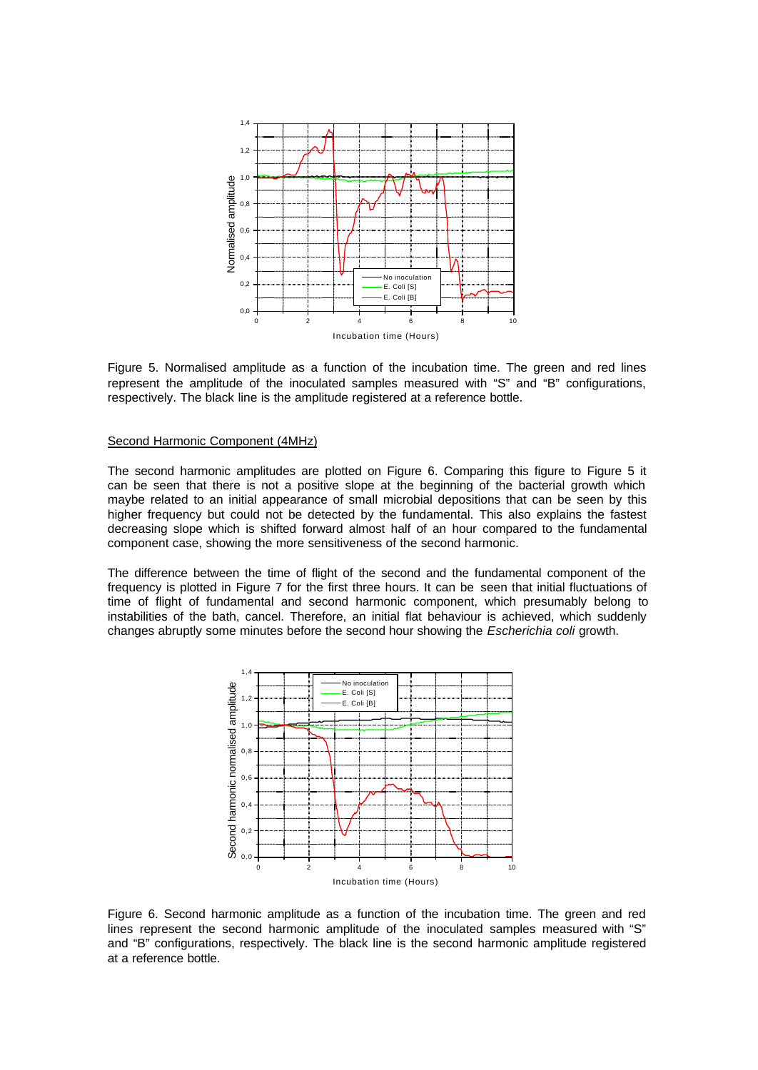Figure 5. Normalised amplitude as a function of the incubation time. The green and red lines represent the amplitude of the inoculated samples measured with “S” and “B” configurations, respectively. The black line is the amplitude registered at a reference bottle.

Second Harmonic Component (4MHz)

The second harmonic amplitudes are plotted on Figure 6. Comparing this figure to Figure 5 it can be seen that there is not a positive slope at the beginning of the bacterial growth which maybe related to an initial appearance of small microbial depositions that can be seen by this higher frequency but could not be detected by the fundamental. This also explains the fastest decreasing slope which is shifted forward almost half of an hour compared to the fundamental component case, showing the more sensitiveness of the second harmonic.

The difference between the time of flight of the second and the fundamental component of the frequency is plotted in Figure 7 for the first three hours. It can be seen that initial fluctuations of time of flight of fundamental and second harmonic component, which presumably belong to instabilities of the bath, cancel. Therefore, an initial flat behaviour is achieved, which suddenly changes abruptly some minutes before the second hour showing the *Escherichia coli* growth.

Figure 6. Second harmonic amplitude as a function of the incubation time. The green and red lines represent the second harmonic amplitude of the inoculated samples measured with “S” and “B” configurations, respectively. The black line is the second harmonic amplitude registered at a reference bottle.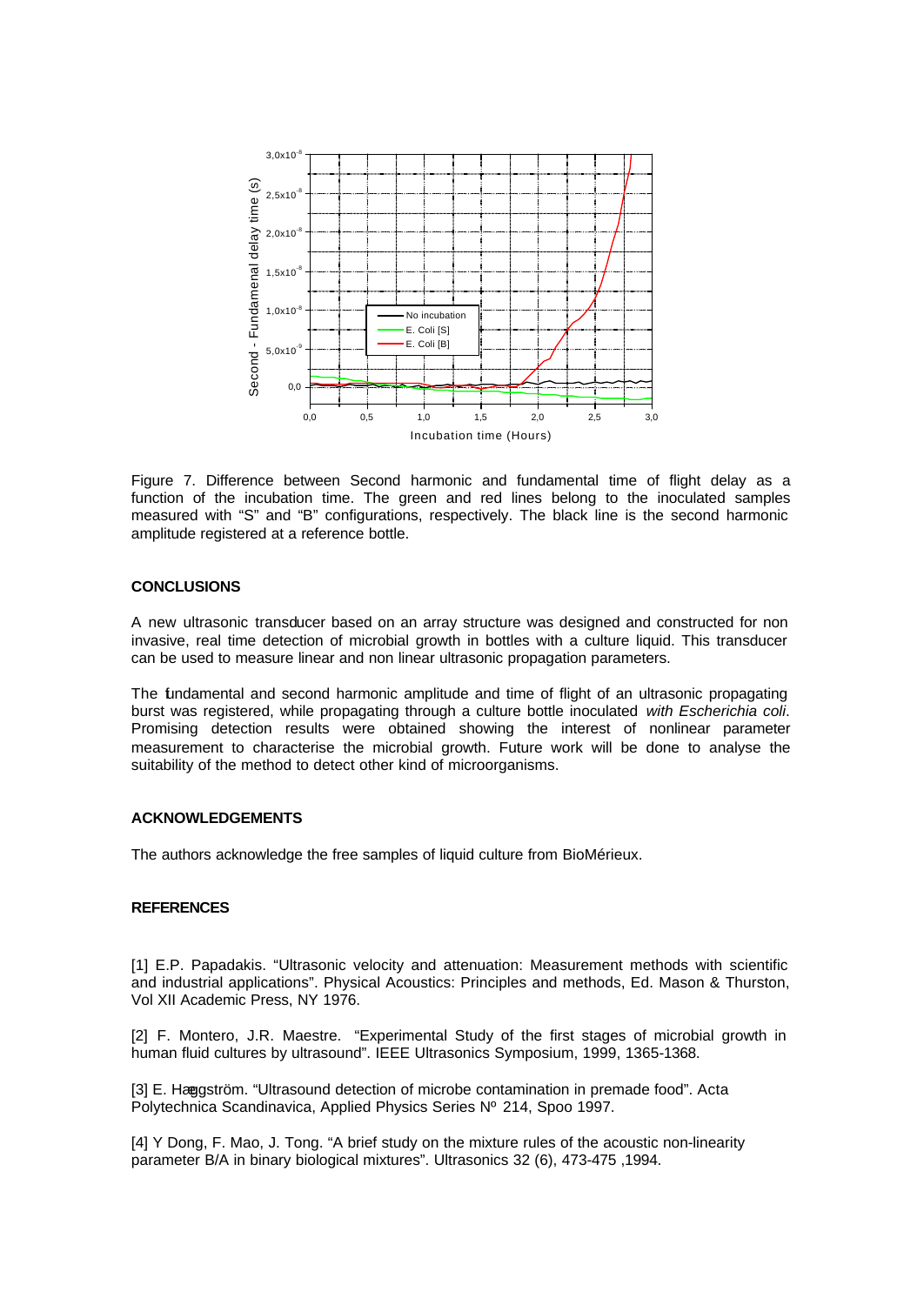3,0x10⁻⁸

2,5x10⁻⁸

2,0x10⁻⁸

1,5x10⁻⁸

1,0x10⁻⁸

5,0x10⁻⁹

0,0

Second - Fundamenal delay time (s)

0,0 0,5 1,0 1,5 2,0 2,5 3,0

Incubation time (Hours)

No incubation
E. Coli [S]
E. Coli [B]

Figure 7. Difference between Second harmonic and fundamental time of flight delay as a function of the incubation time. The green and red lines belong to the inoculated samples measured with "S" and "B" configurations, respectively. The black line is the second harmonic amplitude registered at a reference bottle.

## CONCLUSIONS

A new ultrasonic transducer based on an array structure was designed and constructed for non invasive, real time detection of microbial growth in bottles with a culture liquid. This transducer can be used to measure linear and non linear ultrasonic propagation parameters.

The fundamental and second harmonic amplitude and time of flight of an ultrasonic propagating burst was registered, while propagating through a culture bottle inoculated *with Escherichia coli*. Promising detection results were obtained showing the interest of nonlinear parameter measurement to characterise the microbial growth. Future work will be done to analyse the suitability of the method to detect other kind of microorganisms.

## ACKNOWLEDGEMENTS

The authors acknowledge the free samples of liquid culture from BioMérieux.

## REFERENCES

[1] E.P. Papadakis. "Ultrasonic velocity and attenuation: Measurement methods with scientific and industrial applications". Physical Acoustics: Principles and methods, Ed. Mason & Thurston, Vol XII Academic Press, NY 1976.

[2] F. Montero, J.R. Maestre. "Experimental Study of the first stages of microbial growth in human fluid cultures by ultrasound". IEEE Ultrasonics Symposium, 1999, 1365-1368.

[3] E. Haeggström. "Ultrasound detection of microbe contamination in premade food". Acta Polytechnica Scandinavica, Applied Physics Series Nº 214, Spoo 1997.

[4] Y Dong, F. Mao, J. Tong. "A brief study on the mixture rules of the acoustic non-linearity parameter B/A in binary biological mixtures". Ultrasonics 32 (6), 473-475 ,1994.